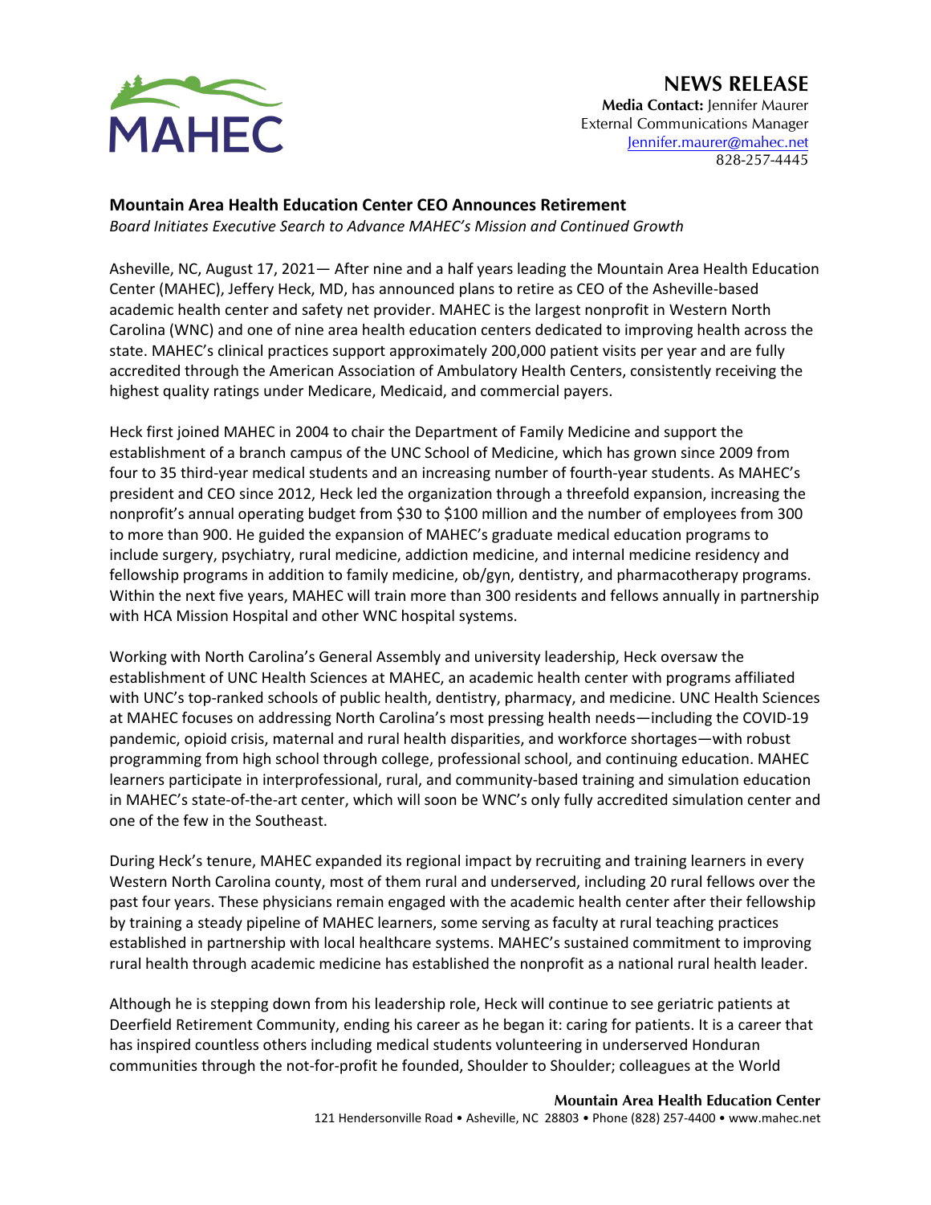MAHEC

# NEWS RELEASE

**Media Contact:** Jennifer Maurer
External Communications Manager
Jennifer.maurer@mahec.net
828-257-4445

## Mountain Area Health Education Center CEO Announces Retirement

*Board Initiates Executive Search to Advance MAHEC's Mission and Continued Growth*

Asheville, NC, August 17, 2021— After nine and a half years leading the Mountain Area Health Education Center (MAHEC), Jeffery Heck, MD, has announced plans to retire as CEO of the Asheville-based academic health center and safety net provider. MAHEC is the largest nonprofit in Western North Carolina (WNC) and one of nine area health education centers dedicated to improving health across the state. MAHEC's clinical practices support approximately 200,000 patient visits per year and are fully accredited through the American Association of Ambulatory Health Centers, consistently receiving the highest quality ratings under Medicare, Medicaid, and commercial payers.

Heck first joined MAHEC in 2004 to chair the Department of Family Medicine and support the establishment of a branch campus of the UNC School of Medicine, which has grown since 2009 from four to 35 third-year medical students and an increasing number of fourth-year students. As MAHEC's president and CEO since 2012, Heck led the organization through a threefold expansion, increasing the nonprofit's annual operating budget from $30 to $100 million and the number of employees from 300 to more than 900. He guided the expansion of MAHEC's graduate medical education programs to include surgery, psychiatry, rural medicine, addiction medicine, and internal medicine residency and fellowship programs in addition to family medicine, ob/gyn, dentistry, and pharmacotherapy programs. Within the next five years, MAHEC will train more than 300 residents and fellows annually in partnership with HCA Mission Hospital and other WNC hospital systems.

Working with North Carolina's General Assembly and university leadership, Heck oversaw the establishment of UNC Health Sciences at MAHEC, an academic health center with programs affiliated with UNC's top-ranked schools of public health, dentistry, pharmacy, and medicine. UNC Health Sciences at MAHEC focuses on addressing North Carolina's most pressing health needs—including the COVID-19 pandemic, opioid crisis, maternal and rural health disparities, and workforce shortages—with robust programming from high school through college, professional school, and continuing education. MAHEC learners participate in interprofessional, rural, and community-based training and simulation education in MAHEC's state-of-the-art center, which will soon be WNC's only fully accredited simulation center and one of the few in the Southeast.

During Heck's tenure, MAHEC expanded its regional impact by recruiting and training learners in every Western North Carolina county, most of them rural and underserved, including 20 rural fellows over the past four years. These physicians remain engaged with the academic health center after their fellowship by training a steady pipeline of MAHEC learners, some serving as faculty at rural teaching practices established in partnership with local healthcare systems. MAHEC's sustained commitment to improving rural health through academic medicine has established the nonprofit as a national rural health leader.

Although he is stepping down from his leadership role, Heck will continue to see geriatric patients at Deerfield Retirement Community, ending his career as he began it: caring for patients. It is a career that has inspired countless others including medical students volunteering in underserved Honduran communities through the not-for-profit he founded, Shoulder to Shoulder; colleagues at the World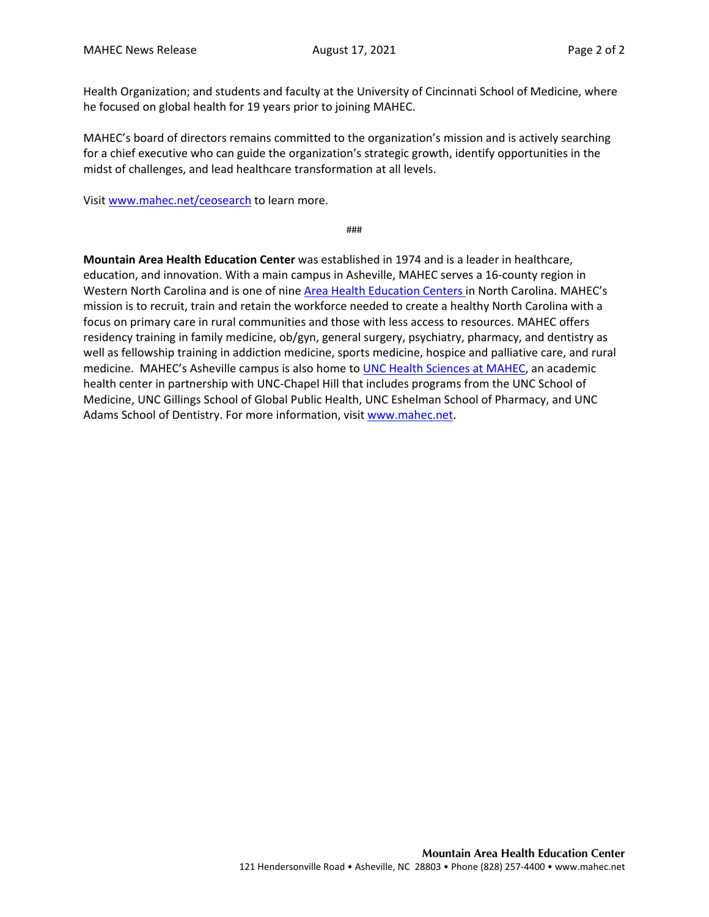Health Organization; and students and faculty at the University of Cincinnati School of Medicine, where he focused on global health for 19 years prior to joining MAHEC.

MAHEC's board of directors remains committed to the organization's mission and is actively searching for a chief executive who can guide the organization's strategic growth, identify opportunities in the midst of challenges, and lead healthcare transformation at all levels.

Visit [www.mahec.net/ceosearch](www.mahec.net/ceosearch) to learn more.

###

**Mountain Area Health Education Center** was established in 1974 and is a leader in healthcare, education, and innovation. With a main campus in Asheville, MAHEC serves a 16-county region in Western North Carolina and is one of nine Area Health Education Centers in North Carolina. MAHEC's mission is to recruit, train and retain the workforce needed to create a healthy North Carolina with a focus on primary care in rural communities and those with less access to resources. MAHEC offers residency training in family medicine, ob/gyn, general surgery, psychiatry, pharmacy, and dentistry as well as fellowship training in addiction medicine, sports medicine, hospice and palliative care, and rural medicine. MAHEC's Asheville campus is also home to UNC Health Sciences at MAHEC, an academic health center in partnership with UNC-Chapel Hill that includes programs from the UNC School of Medicine, UNC Gillings School of Global Public Health, UNC Eshelman School of Pharmacy, and UNC Adams School of Dentistry. For more information, visit [www.mahec.net](www.mahec.net).

**Mountain Area Health Education Center**
121 Hendersonville Road • Asheville, NC 28803 • Phone (828) 257-4400 • www.mahec.net